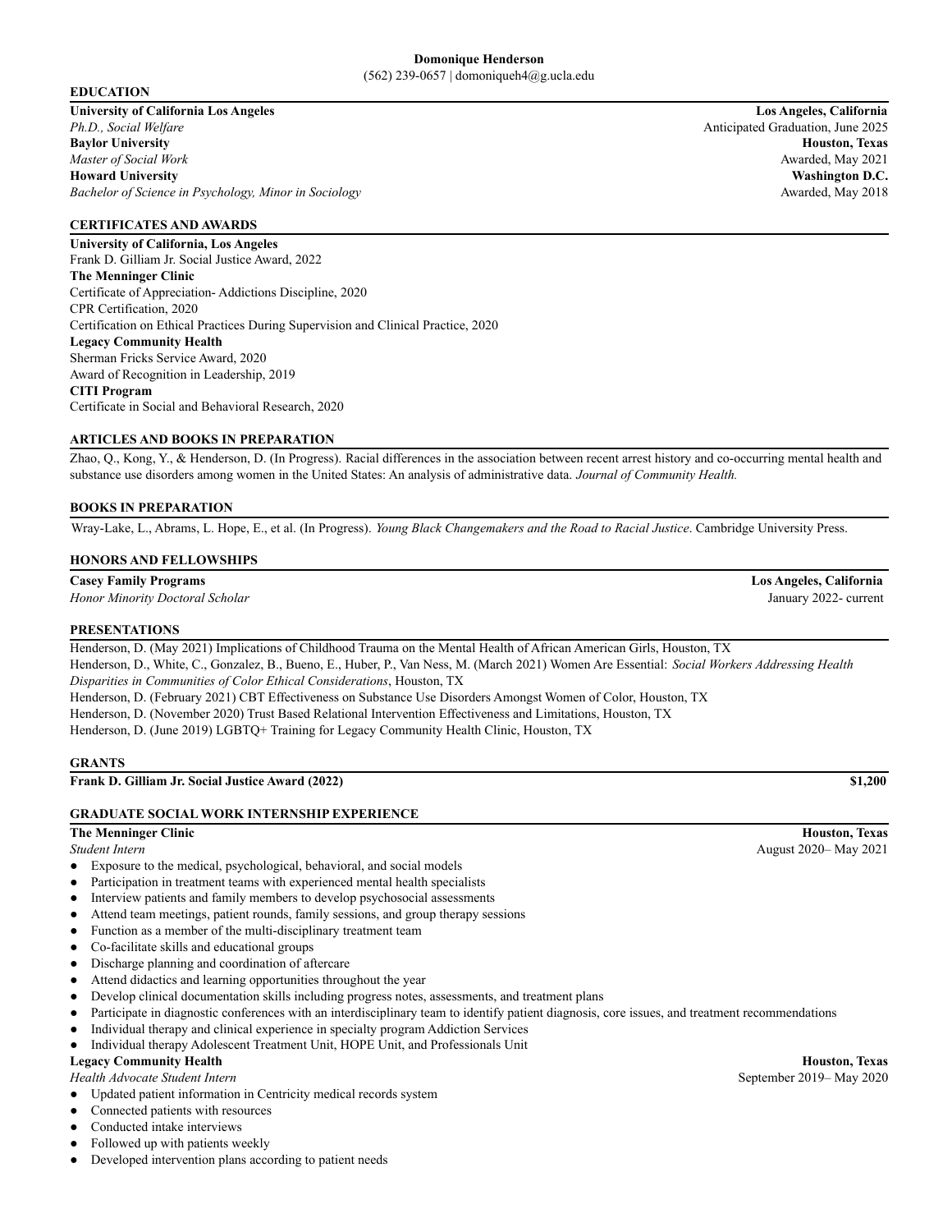# Domonique Henderson

(562) 239-0657 | domoniqueh4@g.ucla.edu

## EDUCATION

**University of California Los Angeles** — **Los Angeles, California**
*Ph.D., Social Welfare* — Anticipated Graduation, June 2025

**Baylor University** — **Houston, Texas**
*Master of Social Work* — Awarded, May 2021

**Howard University** — **Washington D.C.**
*Bachelor of Science in Psychology, Minor in Sociology* — Awarded, May 2018

## CERTIFICATES AND AWARDS

**University of California, Los Angeles**
Frank D. Gilliam Jr. Social Justice Award, 2022

**The Menninger Clinic**
Certificate of Appreciation- Addictions Discipline, 2020
CPR Certification, 2020
Certification on Ethical Practices During Supervision and Clinical Practice, 2020

**Legacy Community Health**
Sherman Fricks Service Award, 2020
Award of Recognition in Leadership, 2019

**CITI Program**
Certificate in Social and Behavioral Research, 2020

## ARTICLES AND BOOKS IN PREPARATION

Zhao, Q., Kong, Y., & Henderson, D. (In Progress). Racial differences in the association between recent arrest history and co-occurring mental health and substance use disorders among women in the United States: An analysis of administrative data. *Journal of Community Health.*

## BOOKS IN PREPARATION

Wray-Lake, L., Abrams, L. Hope, E., et al. (In Progress). *Young Black Changemakers and the Road to Racial Justice*. Cambridge University Press.

## HONORS AND FELLOWSHIPS

**Casey Family Programs** — **Los Angeles, California**
*Honor Minority Doctoral Scholar* — January 2022- current

## PRESENTATIONS

Henderson, D. (May 2021) Implications of Childhood Trauma on the Mental Health of African American Girls, Houston, TX
Henderson, D., White, C., Gonzalez, B., Bueno, E., Huber, P., Van Ness, M. (March 2021) Women Are Essential: *Social Workers Addressing Health Disparities in Communities of Color Ethical Considerations*, Houston, TX
Henderson, D. (February 2021) CBT Effectiveness on Substance Use Disorders Amongst Women of Color, Houston, TX
Henderson, D. (November 2020) Trust Based Relational Intervention Effectiveness and Limitations, Houston, TX
Henderson, D. (June 2019) LGBTQ+ Training for Legacy Community Health Clinic, Houston, TX

## GRANTS

**Frank D. Gilliam Jr. Social Justice Award (2022)** — **$1,200**

## GRADUATE SOCIAL WORK INTERNSHIP EXPERIENCE

**The Menninger Clinic** — **Houston, Texas**
*Student Intern* — August 2020– May 2021

- Exposure to the medical, psychological, behavioral, and social models
- Participation in treatment teams with experienced mental health specialists
- Interview patients and family members to develop psychosocial assessments
- Attend team meetings, patient rounds, family sessions, and group therapy sessions
- Function as a member of the multi-disciplinary treatment team
- Co-facilitate skills and educational groups
- Discharge planning and coordination of aftercare
- Attend didactics and learning opportunities throughout the year
- Develop clinical documentation skills including progress notes, assessments, and treatment plans
- Participate in diagnostic conferences with an interdisciplinary team to identify patient diagnosis, core issues, and treatment recommendations
- Individual therapy and clinical experience in specialty program Addiction Services
- Individual therapy Adolescent Treatment Unit, HOPE Unit, and Professionals Unit

**Legacy Community Health** — **Houston, Texas**
*Health Advocate Student Intern* — September 2019– May 2020

- Updated patient information in Centricity medical records system
- Connected patients with resources
- Conducted intake interviews
- Followed up with patients weekly
- Developed intervention plans according to patient needs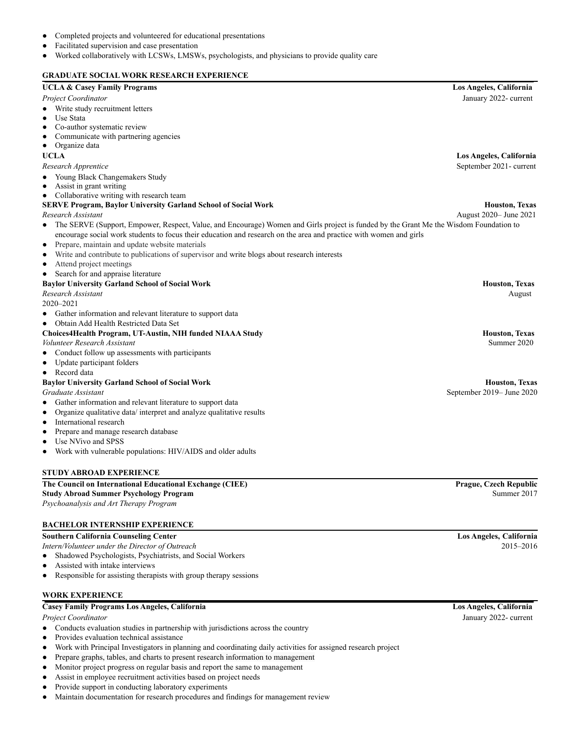- Completed projects and volunteered for educational presentations
- Facilitated supervision and case presentation
- Worked collaboratively with LCSWs, LMSWs, psychologists, and physicians to provide quality care

## GRADUATE SOCIAL WORK RESEARCH EXPERIENCE

**UCLA & Casey Family Programs** — **Los Angeles, California**
*Project Coordinator* — January 2022- current

- Write study recruitment letters
- Use Stata
- Co-author systematic review
- Communicate with partnering agencies
- Organize data

**UCLA** — **Los Angeles, California**
*Research Apprentice* — September 2021- current

- Young Black Changemakers Study
- Assist in grant writing
- Collaborative writing with research team

**SERVE Program, Baylor University Garland School of Social Work** — **Houston, Texas**
*Research Assistant* — August 2020– June 2021

- The SERVE (Support, Empower, Respect, Value, and Encourage) Women and Girls project is funded by the Grant Me the Wisdom Foundation to encourage social work students to focus their education and research on the area and practice with women and girls
- Prepare, maintain and update website materials
- Write and contribute to publications of supervisor and write blogs about research interests
- Attend project meetings
- Search for and appraise literature

**Baylor University Garland School of Social Work** — **Houston, Texas**
*Research Assistant* — August
2020–2021

- Gather information and relevant literature to support data
- Obtain Add Health Restricted Data Set

**Choices4Health Program, UT-Austin, NIH funded NIAAA Study** — **Houston, Texas**
*Volunteer Research Assistant* — Summer 2020

- Conduct follow up assessments with participants
- Update participant folders
- Record data

**Baylor University Garland School of Social Work** — **Houston, Texas**
*Graduate Assistant* — September 2019– June 2020

- Gather information and relevant literature to support data
- Organize qualitative data/ interpret and analyze qualitative results
- International research
- Prepare and manage research database
- Use NVivo and SPSS
- Work with vulnerable populations: HIV/AIDS and older adults

## STUDY ABROAD EXPERIENCE

**The Council on International Educational Exchange (CIEE)** — **Prague, Czech Republic**
**Study Abroad Summer Psychology Program** — Summer 2017
*Psychoanalysis and Art Therapy Program*

## BACHELOR INTERNSHIP EXPERIENCE

**Southern California Counseling Center** — **Los Angeles, California**
*Intern/Volunteer under the Director of Outreach* — 2015–2016

- Shadowed Psychologists, Psychiatrists, and Social Workers
- Assisted with intake interviews
- Responsible for assisting therapists with group therapy sessions

## WORK EXPERIENCE

**Casey Family Programs Los Angeles, California** — **Los Angeles, California**
*Project Coordinator* — January 2022- current

- Conducts evaluation studies in partnership with jurisdictions across the country
- Provides evaluation technical assistance
- Work with Principal Investigators in planning and coordinating daily activities for assigned research project
- Prepare graphs, tables, and charts to present research information to management
- Monitor project progress on regular basis and report the same to management
- Assist in employee recruitment activities based on project needs
- Provide support in conducting laboratory experiments
- Maintain documentation for research procedures and findings for management review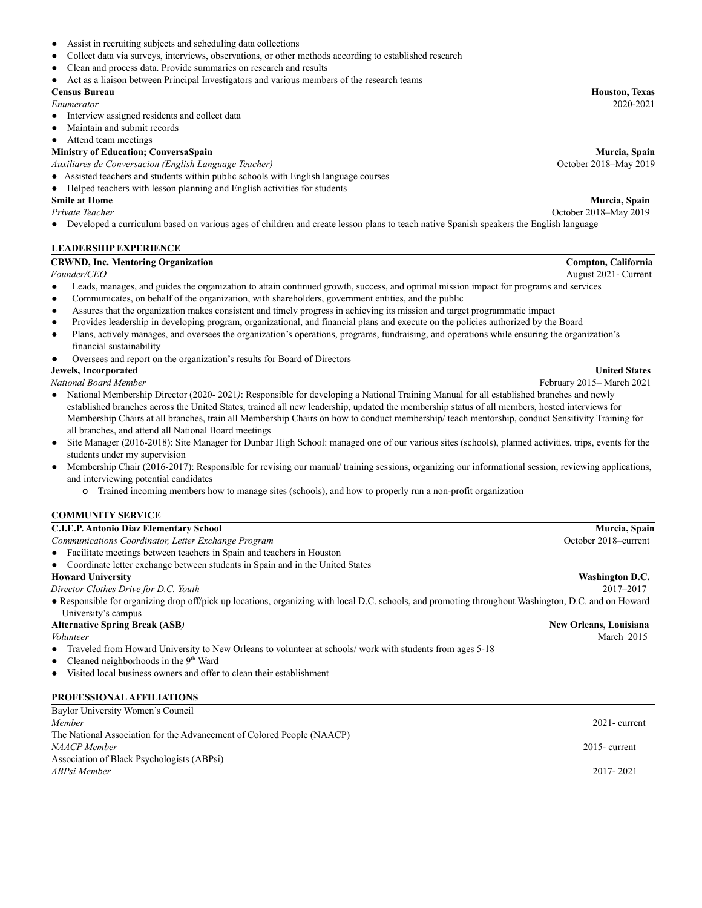- Assist in recruiting subjects and scheduling data collections
- Collect data via surveys, interviews, observations, or other methods according to established research
- Clean and process data. Provide summaries on research and results
- Act as a liaison between Principal Investigators and various members of the research teams

**Census Bureau** — **Houston, Texas**
*Enumerator* — 2020-2021

- Interview assigned residents and collect data
- Maintain and submit records
- Attend team meetings

**Ministry of Education; ConversaSpain** — **Murcia, Spain**
*Auxiliares de Conversacion (English Language Teacher)* — October 2018–May 2019

- Assisted teachers and students within public schools with English language courses
- Helped teachers with lesson planning and English activities for students

**Smile at Home** — **Murcia, Spain**
*Private Teacher* — October 2018–May 2019

- Developed a curriculum based on various ages of children and create lesson plans to teach native Spanish speakers the English language

## LEADERSHIP EXPERIENCE

**CRWND, Inc. Mentoring Organization** — **Compton, California**
*Founder/CEO* — August 2021- Current

- Leads, manages, and guides the organization to attain continued growth, success, and optimal mission impact for programs and services
- Communicates, on behalf of the organization, with shareholders, government entities, and the public
- Assures that the organization makes consistent and timely progress in achieving its mission and target programmatic impact
- Provides leadership in developing program, organizational, and financial plans and execute on the policies authorized by the Board
- Plans, actively manages, and oversees the organization's operations, programs, fundraising, and operations while ensuring the organization's financial sustainability
- Oversees and report on the organization's results for Board of Directors

**Jewels, Incorporated** — **United States**
*National Board Member* — February 2015– March 2021

- National Membership Director (2020- 2021*)*: Responsible for developing a National Training Manual for all established branches and newly established branches across the United States, trained all new leadership, updated the membership status of all members, hosted interviews for Membership Chairs at all branches, train all Membership Chairs on how to conduct membership/ teach mentorship, conduct Sensitivity Training for all branches, and attend all National Board meetings
- Site Manager (2016-2018): Site Manager for Dunbar High School: managed one of our various sites (schools), planned activities, trips, events for the students under my supervision
- Membership Chair (2016-2017): Responsible for revising our manual/ training sessions, organizing our informational session, reviewing applications, and interviewing potential candidates
    - Trained incoming members how to manage sites (schools), and how to properly run a non-profit organization

## COMMUNITY SERVICE

**C.I.E.P. Antonio Diaz Elementary School** — **Murcia, Spain**
*Communications Coordinator, Letter Exchange Program* — October 2018–current

- Facilitate meetings between teachers in Spain and teachers in Houston
- Coordinate letter exchange between students in Spain and in the United States

**Howard University** — **Washington D.C.**
*Director Clothes Drive for D.C. Youth* — 2017–2017

- Responsible for organizing drop off/pick up locations, organizing with local D.C. schools, and promoting throughout Washington, D.C. and on Howard University's campus

**Alternative Spring Break (ASB*)*** — **New Orleans, Louisiana**
*Volunteer* — March 2015

- Traveled from Howard University to New Orleans to volunteer at schools/ work with students from ages 5-18
- Cleaned neighborhoods in the 9th Ward
- Visited local business owners and offer to clean their establishment

## PROFESSIONAL AFFILIATIONS

Baylor University Women's Council
*Member* — 2021- current

The National Association for the Advancement of Colored People (NAACP)
*NAACP Member* — 2015- current

Association of Black Psychologists (ABPsi)
*ABPsi Member* — 2017- 2021